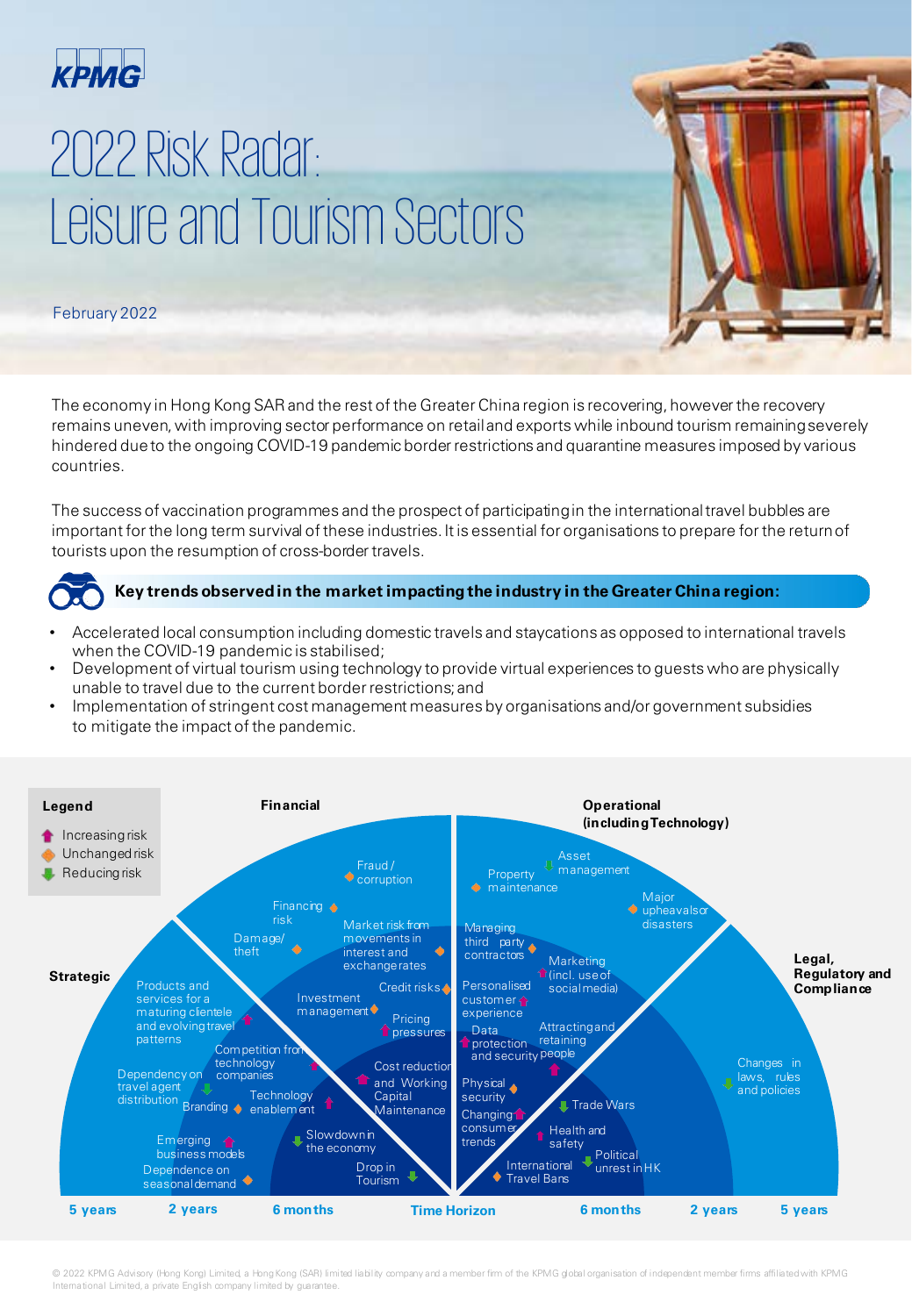# 2022 Risk Radar: Leisure and Tourism Sectors

February 2022

The economy in Hong Kong SAR and the rest of the Greater China region is recovering, however the recovery remains uneven, with improving sector performance on retail and exports while inbound tourism remaining severely hindered due to the ongoing COVID-19 pandemic border restrictions and quarantine measures imposed by various countries.

The success of vaccination programmes and the prospect of participating in the international travel bubbles are important for the long term survival of these industries. It is essential for organisations to prepare for the return of tourists upon the resumption of cross-border travels.

## Key trends observed in the market impacting the industry in the Greater China region:

- Accelerated local consumption including domestic travels and staycations as opposed to international travels when the COVID-19 pandemic is stabilised;
- Development of virtual tourism using technology to provide virtual experiences to guests who are physically unable to travel due to the current border restrictions; and
- Implementation of stringent cost management measures by organisations and/or government subsidies to mitigate the impact of the pandemic.

**Legend**

- Increasing risk
- Unchanged risk
- Reducing risk

**Strategic**

- Products and services for a maturing clientele and evolving travel patterns
- Competition from technology companies
- Dependency on travel agent distribution
- Branding
- Technology enablement
- Emerging business models
- Dependence on seasonal demand

**Financial**

- Fraud / corruption
- Financing risk
- Damage/ theft
- Market risk from movements in interest and exchange rates
- Credit risks
- Investment management
- Pricing pressures
- Cost reduction and Working Capital Maintenance
- Slowdown in the economy
- Drop in Tourism

**Operational (including Technology)**

- Asset management
- Property maintenance
- Major upheavals or disasters
- Managing third party contractors
- Marketing (incl. use of social media)
- Personalised customer experience
- Data protection and security
- Attracting and retaining people
- Physical security
- Trade Wars
- Changing consumer trends
- Health and safety
- Political unrest in HK
- International Travel Bans

**Legal, Regulatory and Compliance**

- Changes in laws, rules and policies

Time Horizon: 5 years | 2 years | 6 months | Time Horizon | 6 months | 2 years | 5 years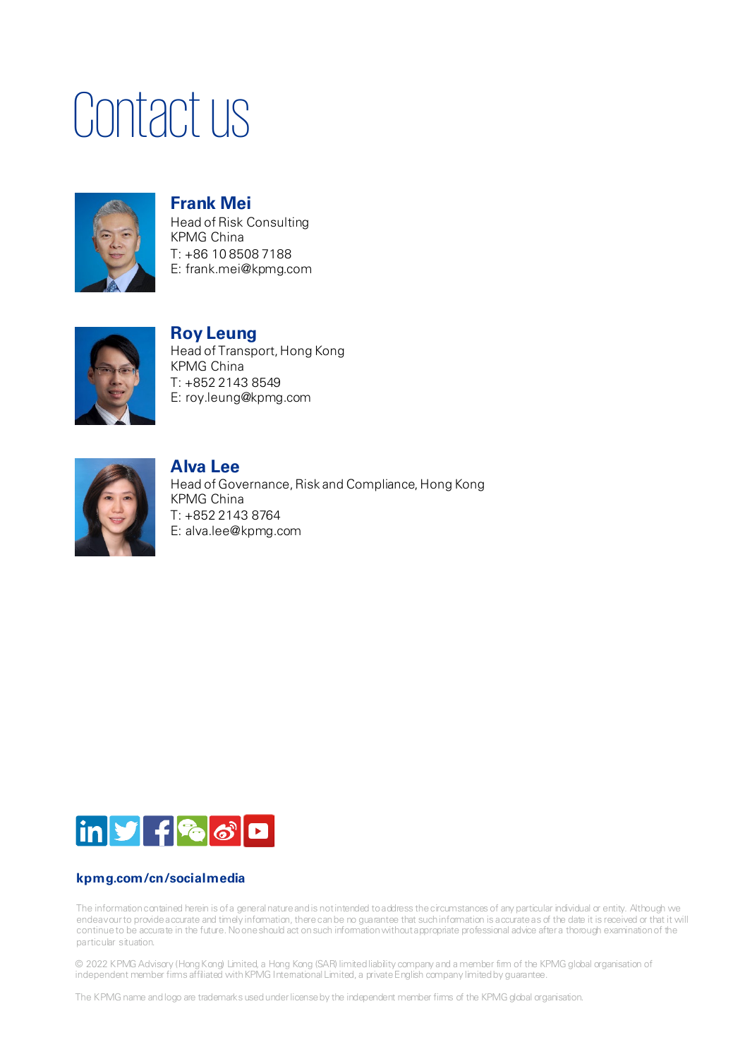# Contact us

**Frank Mei**
Head of Risk Consulting
KPMG China
T: +86 10 8508 7188
E: frank.mei@kpmg.com

**Roy Leung**
Head of Transport, Hong Kong
KPMG China
T: +852 2143 8549
E: roy.leung@kpmg.com

**Alva Lee**
Head of Governance, Risk and Compliance, Hong Kong
KPMG China
T: +852 2143 8764
E: alva.lee@kpmg.com

**kpmg.com/cn/socialmedia**

The information contained herein is of a general nature and is not intended to address the circumstances of any particular individual or entity. Although we endeavour to provide accurate and timely information, there can be no guarantee that such information is accurate as of the date it is received or that it will continue to be accurate in the future. No one should act on such information without appropriate professional advice after a thorough examination of the particular situation.

© 2022 KPMG Advisory (Hong Kong) Limited, a Hong Kong (SAR) limited liability company and a member firm of the KPMG global organisation of independent member firms affiliated with KPMG International Limited, a private English company limited by guarantee.

The KPMG name and logo are trademarks used under license by the independent member firms of the KPMG global organisation.